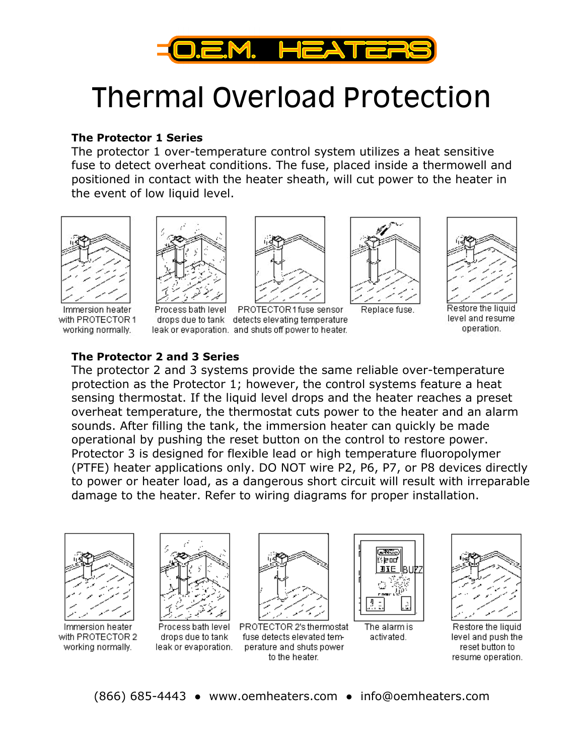# O.E.M. HEATERS

# Thermal Overload Protection

**The Protector 1 Series**

The protector 1 over-temperature control system utilizes a heat sensitive fuse to detect overheat conditions. The fuse, placed inside a thermowell and positioned in contact with the heater sheath, will cut power to the heater in the event of low liquid level.

Immersion heater with PROTECTOR 1 working normally.

Process bath level drops due to tank leak or evaporation.

PROTECTOR 1 fuse sensor detects elevating temperature and shuts off power to heater.

Replace fuse.

Restore the liquid level and resume operation.

**The Protector 2 and 3 Series**

The protector 2 and 3 systems provide the same reliable over-temperature protection as the Protector 1; however, the control systems feature a heat sensing thermostat. If the liquid level drops and the heater reaches a preset overheat temperature, the thermostat cuts power to the heater and an alarm sounds. After filling the tank, the immersion heater can quickly be made operational by pushing the reset button on the control to restore power. Protector 3 is designed for flexible lead or high temperature fluoropolymer (PTFE) heater applications only. DO NOT wire P2, P6, P7, or P8 devices directly to power or heater load, as a dangerous short circuit will result with irreparable damage to the heater. Refer to wiring diagrams for proper installation.

Immersion heater with PROTECTOR 2 working normally.

Process bath level drops due to tank leak or evaporation.

PROTECTOR 2's thermostat fuse detects elevated temperature and shuts power to the heater.

The alarm is activated.

Restore the liquid level and push the reset button to resume operation.

(866) 685-4443 • www.oemheaters.com • info@oemheaters.com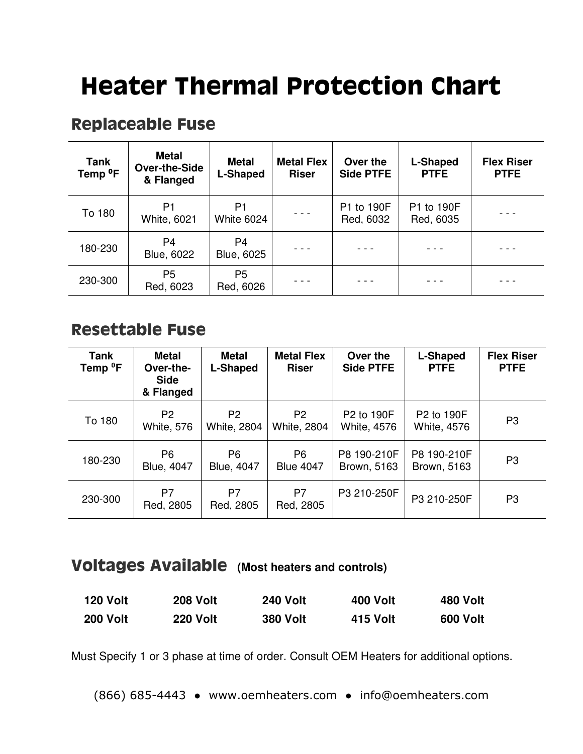# Heater Thermal Protection Chart

## Replaceable Fuse

| Tank Temp $^0$F | Metal Over-the-Side & Flanged | Metal L-Shaped | Metal Flex Riser | Over the Side PTFE | L-Shaped PTFE | Flex Riser PTFE |
|---|---|---|---|---|---|---|
| To 180 | P1 White, 6021 | P1 White 6024 | - - - | P1 to 190F Red, 6032 | P1 to 190F Red, 6035 | - - - |
| 180-230 | P4 Blue, 6022 | P4 Blue, 6025 | - - - | - - - | - - - | - - - |
| 230-300 | P5 Red, 6023 | P5 Red, 6026 | - - - | - - - | - - - | - - - |

## Resettable Fuse

| Tank Temp $^0$F | Metal Over-the-Side & Flanged | Metal L-Shaped | Metal Flex Riser | Over the Side PTFE | L-Shaped PTFE | Flex Riser PTFE |
|---|---|---|---|---|---|---|
| To 180 | P2 White, 576 | P2 White, 2804 | P2 White, 2804 | P2 to 190F White, 4576 | P2 to 190F White, 4576 | P3 |
| 180-230 | P6 Blue, 4047 | P6 Blue, 4047 | P6 Blue 4047 | P8 190-210F Brown, 5163 | P8 190-210F Brown, 5163 | P3 |
| 230-300 | P7 Red, 2805 | P7 Red, 2805 | P7 Red, 2805 | P3 210-250F | P3 210-250F | P3 |

## Voltages Available **(Most heaters and controls)**

| | | | | |
|---|---|---|---|---|
| **120 Volt** | **208 Volt** | **240 Volt** | **400 Volt** | **480 Volt** |
| **200 Volt** | **220 Volt** | **380 Volt** | **415 Volt** | **600 Volt** |

Must Specify 1 or 3 phase at time of order. Consult OEM Heaters for additional options.

(866) 685-4443 • www.oemheaters.com • info@oemheaters.com